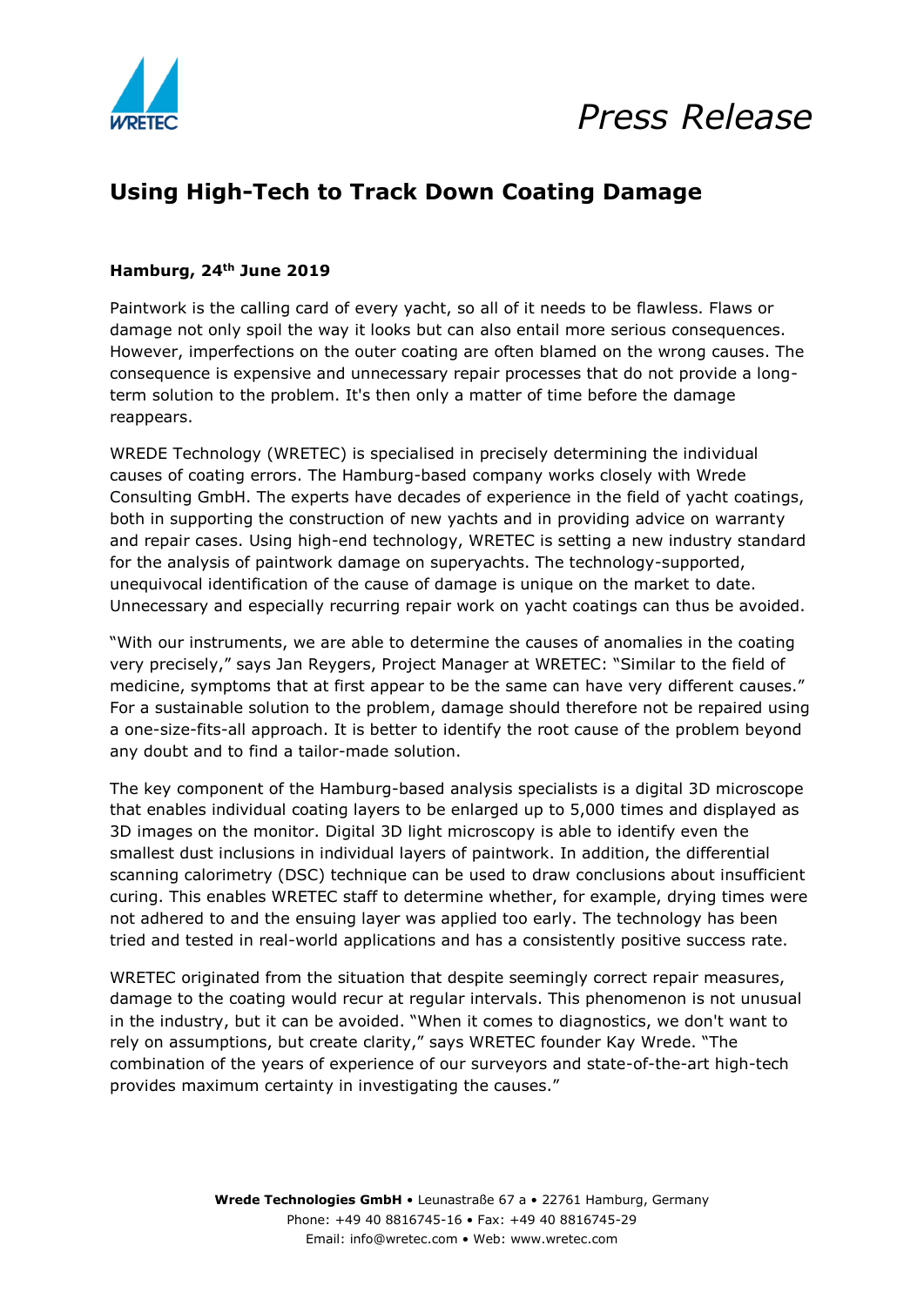*Press Release*

# Using High-Tech to Track Down Coating Damage

**Hamburg, 24th June 2019**

Paintwork is the calling card of every yacht, so all of it needs to be flawless. Flaws or damage not only spoil the way it looks but can also entail more serious consequences. However, imperfections on the outer coating are often blamed on the wrong causes. The consequence is expensive and unnecessary repair processes that do not provide a long-term solution to the problem. It's then only a matter of time before the damage reappears.

WREDE Technology (WRETEC) is specialised in precisely determining the individual causes of coating errors. The Hamburg-based company works closely with Wrede Consulting GmbH. The experts have decades of experience in the field of yacht coatings, both in supporting the construction of new yachts and in providing advice on warranty and repair cases. Using high-end technology, WRETEC is setting a new industry standard for the analysis of paintwork damage on superyachts. The technology-supported, unequivocal identification of the cause of damage is unique on the market to date. Unnecessary and especially recurring repair work on yacht coatings can thus be avoided.

"With our instruments, we are able to determine the causes of anomalies in the coating very precisely," says Jan Reygers, Project Manager at WRETEC: "Similar to the field of medicine, symptoms that at first appear to be the same can have very different causes." For a sustainable solution to the problem, damage should therefore not be repaired using a one-size-fits-all approach. It is better to identify the root cause of the problem beyond any doubt and to find a tailor-made solution.

The key component of the Hamburg-based analysis specialists is a digital 3D microscope that enables individual coating layers to be enlarged up to 5,000 times and displayed as 3D images on the monitor. Digital 3D light microscopy is able to identify even the smallest dust inclusions in individual layers of paintwork. In addition, the differential scanning calorimetry (DSC) technique can be used to draw conclusions about insufficient curing. This enables WRETEC staff to determine whether, for example, drying times were not adhered to and the ensuing layer was applied too early. The technology has been tried and tested in real-world applications and has a consistently positive success rate.

WRETEC originated from the situation that despite seemingly correct repair measures, damage to the coating would recur at regular intervals. This phenomenon is not unusual in the industry, but it can be avoided. "When it comes to diagnostics, we don't want to rely on assumptions, but create clarity," says WRETEC founder Kay Wrede. "The combination of the years of experience of our surveyors and state-of-the-art high-tech provides maximum certainty in investigating the causes."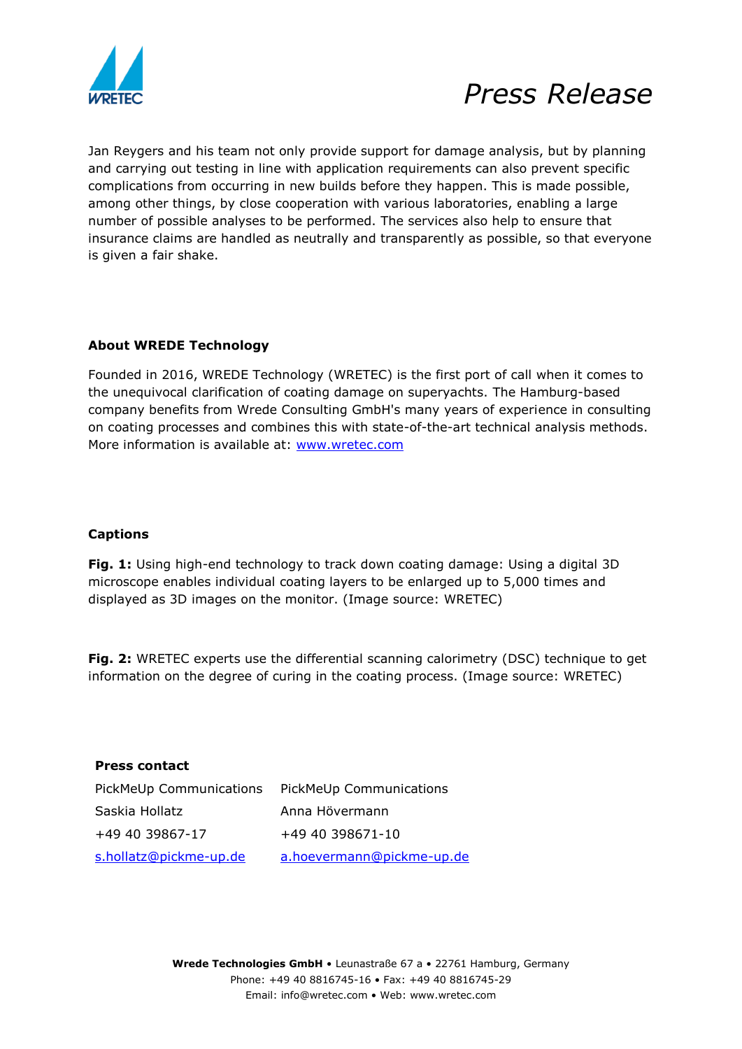Jan Reygers and his team not only provide support for damage analysis, but by planning and carrying out testing in line with application requirements can also prevent specific complications from occurring in new builds before they happen. This is made possible, among other things, by close cooperation with various laboratories, enabling a large number of possible analyses to be performed. The services also help to ensure that insurance claims are handled as neutrally and transparently as possible, so that everyone is given a fair shake.

**About WREDE Technology**

Founded in 2016, WREDE Technology (WRETEC) is the first port of call when it comes to the unequivocal clarification of coating damage on superyachts. The Hamburg-based company benefits from Wrede Consulting GmbH's many years of experience in consulting on coating processes and combines this with state-of-the-art technical analysis methods. More information is available at: [www.wretec.com](http://www.wretec.com)

**Captions**

**Fig. 1:** Using high-end technology to track down coating damage: Using a digital 3D microscope enables individual coating layers to be enlarged up to 5,000 times and displayed as 3D images on the monitor. (Image source: WRETEC)

**Fig. 2:** WRETEC experts use the differential scanning calorimetry (DSC) technique to get information on the degree of curing in the coating process. (Image source: WRETEC)

**Press contact**

| | |
|---|---|
| PickMeUp Communications | PickMeUp Communications |
| Saskia Hollatz | Anna Hövermann |
| +49 40 39867-17 | +49 40 398671-10 |
| s.hollatz@pickme-up.de | a.hoevermann@pickme-up.de |

**Wrede Technologies GmbH** • Leunastraße 67 a • 22761 Hamburg, Germany
Phone: +49 40 8816745-16 • Fax: +49 40 8816745-29
Email: info@wretec.com • Web: www.wretec.com